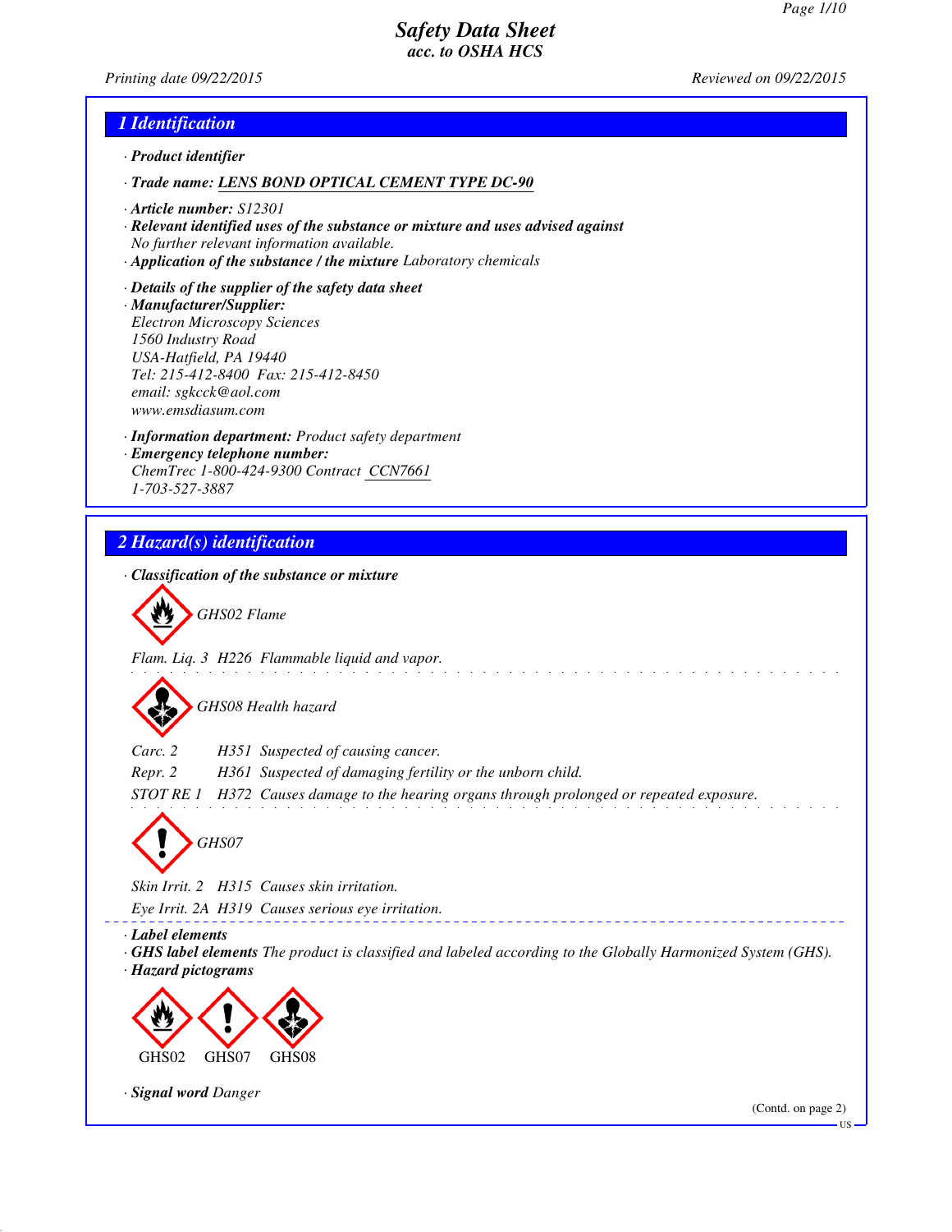# Safety Data Sheet
### acc. to OSHA HCS

Printing date 09/22/2015 — Reviewed on 09/22/2015

## 1 Identification

- **Product identifier**
- **Trade name:** LENS BOND OPTICAL CEMENT TYPE DC-90
- **Article number:** S12301
- **Relevant identified uses of the substance or mixture and uses advised against**
  No further relevant information available.
- **Application of the substance / the mixture** Laboratory chemicals
- **Details of the supplier of the safety data sheet**
- **Manufacturer/Supplier:**
  Electron Microscopy Sciences
  1560 Industry Road
  USA-Hatfield, PA 19440
  Tel: 215-412-8400 Fax: 215-412-8450
  email: sgkcck@aol.com
  www.emsdiasum.com
- **Information department:** Product safety department
- **Emergency telephone number:**
  ChemTrec 1-800-424-9300 Contract CCN7661
  1-703-527-3887

## 2 Hazard(s) identification

- **Classification of the substance or mixture**

GHS02 Flame

Flam. Liq. 3 H226 Flammable liquid and vapor.

GHS08 Health hazard

| | | |
|---|---|---|
| Carc. 2 | H351 | Suspected of causing cancer. |
| Repr. 2 | H361 | Suspected of damaging fertility or the unborn child. |
| STOT RE 1 | H372 | Causes damage to the hearing organs through prolonged or repeated exposure. |

GHS07

| | | |
|---|---|---|
| Skin Irrit. 2 | H315 | Causes skin irritation. |
| Eye Irrit. 2A | H319 | Causes serious eye irritation. |

- **Label elements**
- **GHS label elements** The product is classified and labeled according to the Globally Harmonized System (GHS).
- **Hazard pictograms**

GHS02 GHS07 GHS08

- **Signal word** Danger

(Contd. on page 2)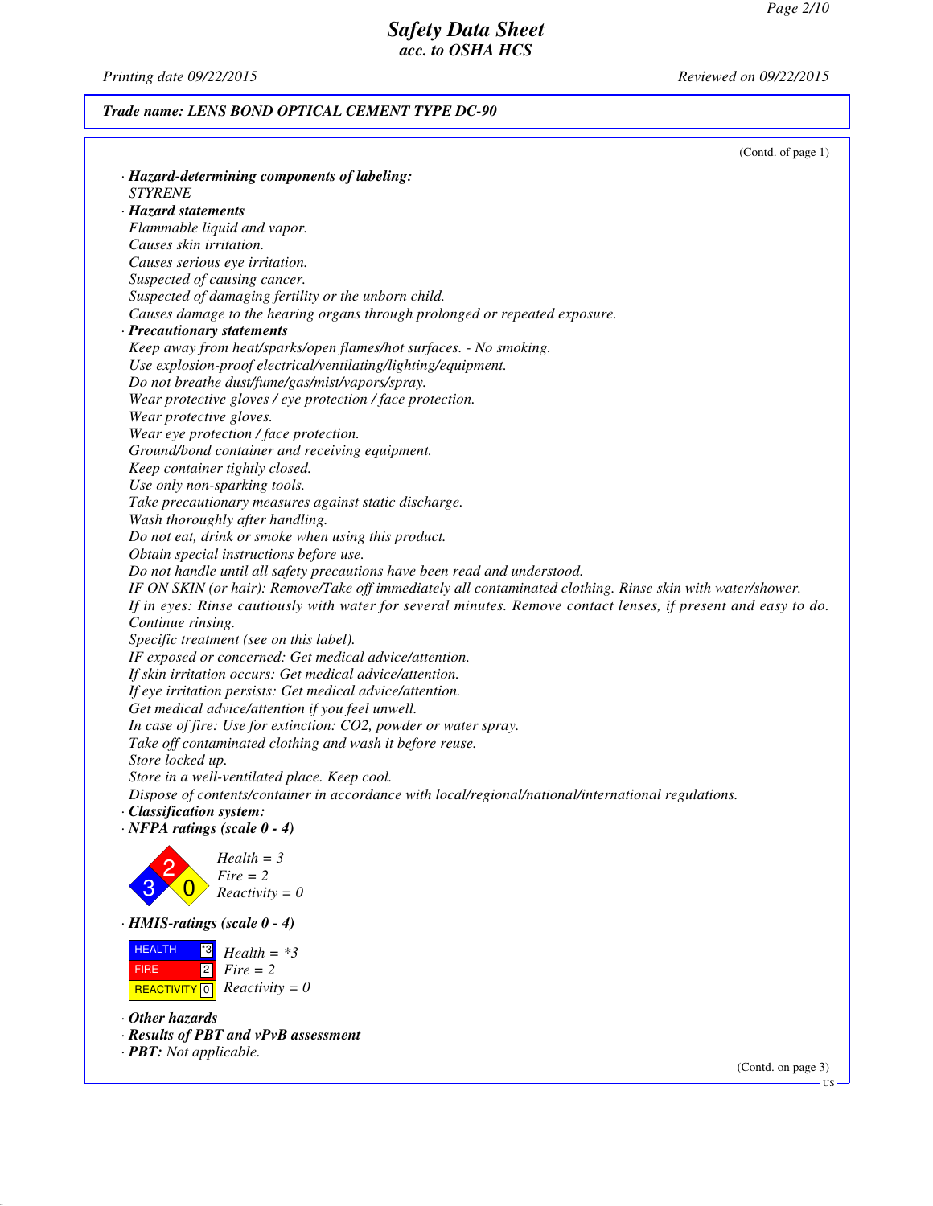# Safety Data Sheet
acc. to OSHA HCS

Printing date 09/22/2015 Reviewed on 09/22/2015

**Trade name: LENS BOND OPTICAL CEMENT TYPE DC-90**

(Contd. of page 1)

· **Hazard-determining components of labeling:**
STYRENE

· **Hazard statements**
Flammable liquid and vapor.
Causes skin irritation.
Causes serious eye irritation.
Suspected of causing cancer.
Suspected of damaging fertility or the unborn child.
Causes damage to the hearing organs through prolonged or repeated exposure.

· **Precautionary statements**
Keep away from heat/sparks/open flames/hot surfaces. - No smoking.
Use explosion-proof electrical/ventilating/lighting/equipment.
Do not breathe dust/fume/gas/mist/vapors/spray.
Wear protective gloves / eye protection / face protection.
Wear protective gloves.
Wear eye protection / face protection.
Ground/bond container and receiving equipment.
Keep container tightly closed.
Use only non-sparking tools.
Take precautionary measures against static discharge.
Wash thoroughly after handling.
Do not eat, drink or smoke when using this product.
Obtain special instructions before use.
Do not handle until all safety precautions have been read and understood.
IF ON SKIN (or hair): Remove/Take off immediately all contaminated clothing. Rinse skin with water/shower.
If in eyes: Rinse cautiously with water for several minutes. Remove contact lenses, if present and easy to do. Continue rinsing.
Specific treatment (see on this label).
IF exposed or concerned: Get medical advice/attention.
If skin irritation occurs: Get medical advice/attention.
If eye irritation persists: Get medical advice/attention.
Get medical advice/attention if you feel unwell.
In case of fire: Use for extinction: $CO_2$, powder or water spray.
Take off contaminated clothing and wash it before reuse.
Store locked up.
Store in a well-ventilated place. Keep cool.
Dispose of contents/container in accordance with local/regional/national/international regulations.

· **Classification system:**

· **NFPA ratings (scale 0 - 4)**

Health = 3
Fire = 2
Reactivity = 0

· **HMIS-ratings (scale 0 - 4)**

| | |
|---|---|
| HEALTH | *3 |
| FIRE | 2 |
| REACTIVITY | 0 |

Health = *3
Fire = 2
Reactivity = 0

· **Other hazards**

· **Results of PBT and vPvB assessment**

· **PBT:** Not applicable.

(Contd. on page 3)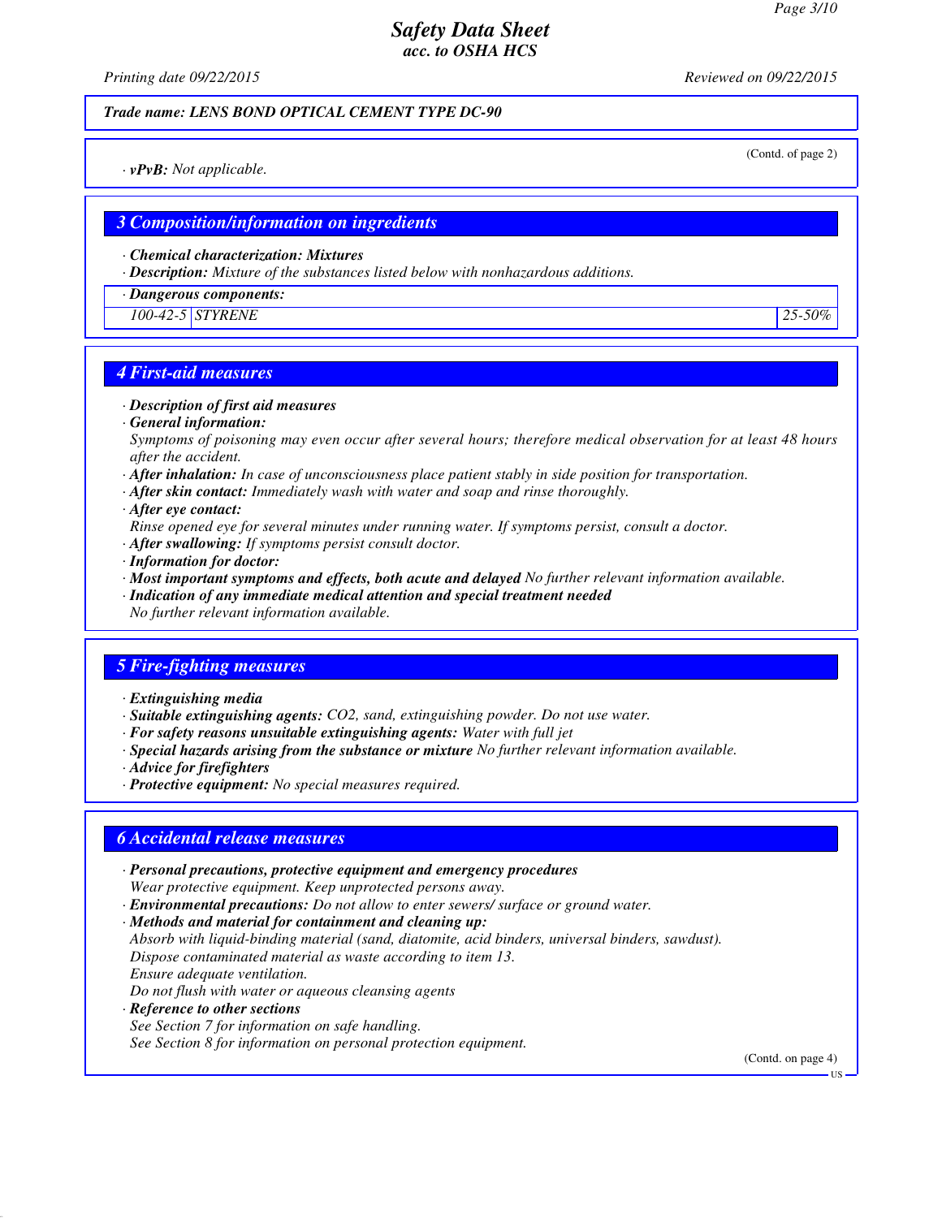# Safety Data Sheet
## acc. to OSHA HCS

Printing date 09/22/2015 Reviewed on 09/22/2015

**Trade name: LENS BOND OPTICAL CEMENT TYPE DC-90**

(Contd. of page 2)

· ***vPvB:*** *Not applicable.*

## 3 Composition/information on ingredients

· ***Chemical characterization: Mixtures***
· ***Description:*** *Mixture of the substances listed below with nonhazardous additions.*

| · Dangerous components: | | |
|---|---|---|
| 100-42-5 | STYRENE | 25-50% |

## 4 First-aid measures

· ***Description of first aid measures***
· ***General information:***
*Symptoms of poisoning may even occur after several hours; therefore medical observation for at least 48 hours after the accident.*
· ***After inhalation:*** *In case of unconsciousness place patient stably in side position for transportation.*
· ***After skin contact:*** *Immediately wash with water and soap and rinse thoroughly.*
· ***After eye contact:***
*Rinse opened eye for several minutes under running water. If symptoms persist, consult a doctor.*
· ***After swallowing:*** *If symptoms persist consult doctor.*
· ***Information for doctor:***
· ***Most important symptoms and effects, both acute and delayed*** *No further relevant information available.*
· ***Indication of any immediate medical attention and special treatment needed***
*No further relevant information available.*

## 5 Fire-fighting measures

· ***Extinguishing media***
· ***Suitable extinguishing agents:*** *CO2, sand, extinguishing powder. Do not use water.*
· ***For safety reasons unsuitable extinguishing agents:*** *Water with full jet*
· ***Special hazards arising from the substance or mixture*** *No further relevant information available.*
· ***Advice for firefighters***
· ***Protective equipment:*** *No special measures required.*

## 6 Accidental release measures

· ***Personal precautions, protective equipment and emergency procedures***
*Wear protective equipment. Keep unprotected persons away.*
· ***Environmental precautions:*** *Do not allow to enter sewers/ surface or ground water.*
· ***Methods and material for containment and cleaning up:***
*Absorb with liquid-binding material (sand, diatomite, acid binders, universal binders, sawdust).*
*Dispose contaminated material as waste according to item 13.*
*Ensure adequate ventilation.*
*Do not flush with water or aqueous cleansing agents*
· ***Reference to other sections***
*See Section 7 for information on safe handling.*
*See Section 8 for information on personal protection equipment.*

(Contd. on page 4)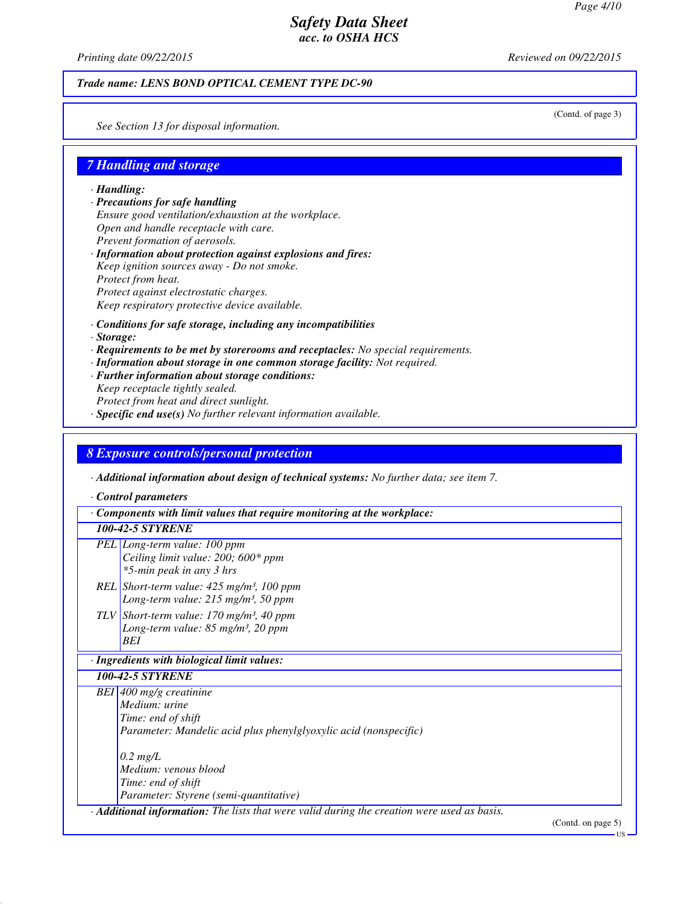**Trade name: LENS BOND OPTICAL CEMENT TYPE DC-90**

(Contd. of page 3)

*See Section 13 for disposal information.*

## 7 Handling and storage

· **Handling:**

· **Precautions for safe handling**
Ensure good ventilation/exhaustion at the workplace.
Open and handle receptacle with care.
Prevent formation of aerosols.

· **Information about protection against explosions and fires:**
Keep ignition sources away - Do not smoke.
Protect from heat.
Protect against electrostatic charges.
Keep respiratory protective device available.

· **Conditions for safe storage, including any incompatibilities**

· **Storage:**

· **Requirements to be met by storerooms and receptacles:** No special requirements.

· **Information about storage in one common storage facility:** Not required.

· **Further information about storage conditions:**
Keep receptacle tightly sealed.
Protect from heat and direct sunlight.

· **Specific end use(s)** No further relevant information available.

## 8 Exposure controls/personal protection

· **Additional information about design of technical systems:** No further data; see item 7.

· **Control parameters**

| · Components with limit values that require monitoring at the workplace: | |
|---|---|
| **100-42-5 STYRENE** | |
| PEL | Long-term value: 100 ppm<br>Ceiling limit value: 200; 600* ppm<br>*5-min peak in any 3 hrs |
| REL | Short-term value: 425 mg/m³, 100 ppm<br>Long-term value: 215 mg/m³, 50 ppm |
| TLV | Short-term value: 170 mg/m³, 40 ppm<br>Long-term value: 85 mg/m³, 20 ppm<br>BEI |

| · Ingredients with biological limit values: | |
|---|---|
| **100-42-5 STYRENE** | |
| BEI | 400 mg/g creatinine<br>Medium: urine<br>Time: end of shift<br>Parameter: Mandelic acid plus phenylglyoxylic acid (nonspecific)<br><br>0.2 mg/L<br>Medium: venous blood<br>Time: end of shift<br>Parameter: Styrene (semi-quantitative) |

· **Additional information:** The lists that were valid during the creation were used as basis.

(Contd. on page 5)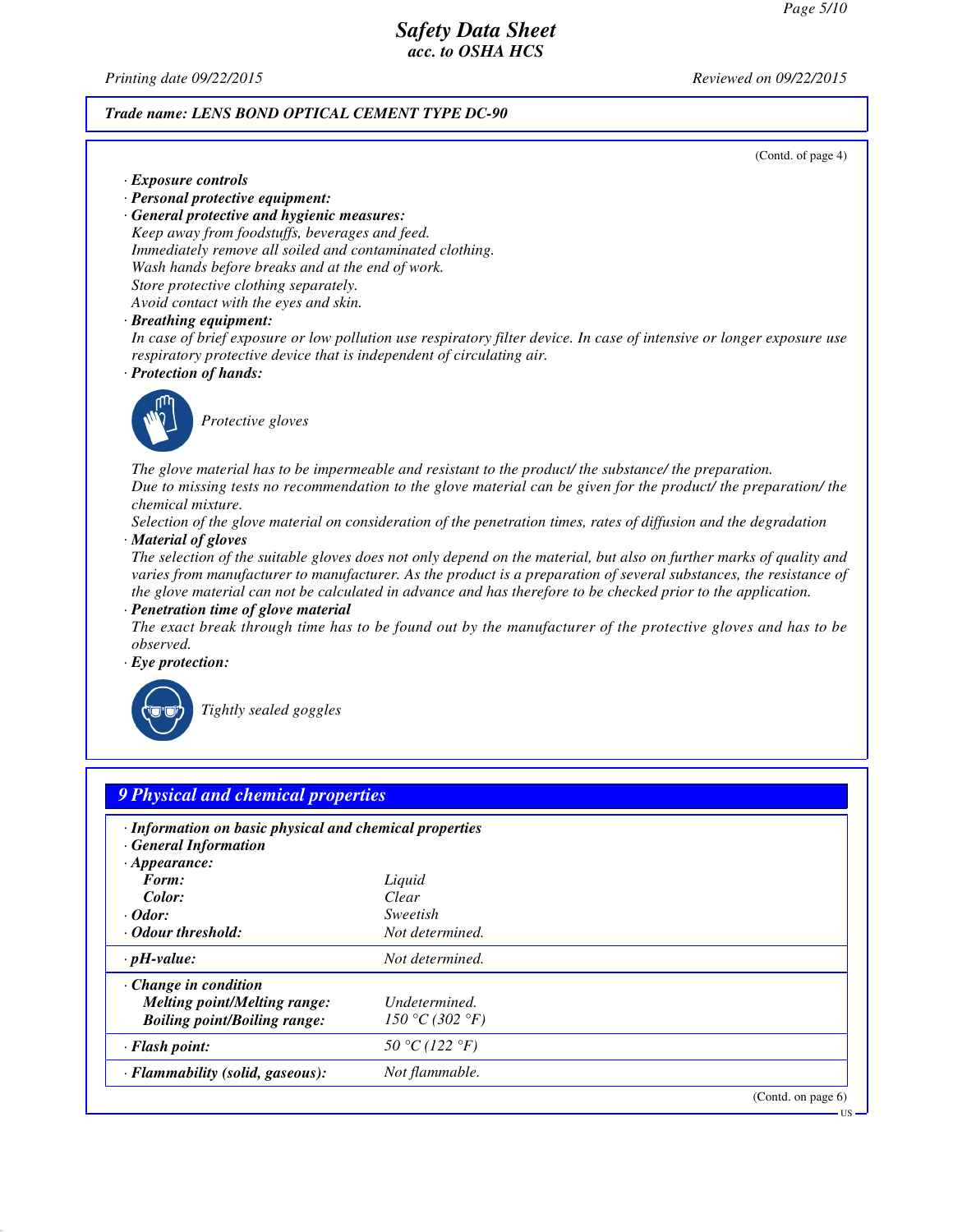**Trade name: LENS BOND OPTICAL CEMENT TYPE DC-90**

(Contd. of page 4)

· **Exposure controls**
· **Personal protective equipment:**
· **General protective and hygienic measures:**
Keep away from foodstuffs, beverages and feed.
Immediately remove all soiled and contaminated clothing.
Wash hands before breaks and at the end of work.
Store protective clothing separately.
Avoid contact with the eyes and skin.
· **Breathing equipment:**
In case of brief exposure or low pollution use respiratory filter device. In case of intensive or longer exposure use respiratory protective device that is independent of circulating air.
· **Protection of hands:**

Protective gloves

The glove material has to be impermeable and resistant to the product/ the substance/ the preparation.
Due to missing tests no recommendation to the glove material can be given for the product/ the preparation/ the chemical mixture.
Selection of the glove material on consideration of the penetration times, rates of diffusion and the degradation
· **Material of gloves**
The selection of the suitable gloves does not only depend on the material, but also on further marks of quality and varies from manufacturer to manufacturer. As the product is a preparation of several substances, the resistance of the glove material can not be calculated in advance and has therefore to be checked prior to the application.
· **Penetration time of glove material**
The exact break through time has to be found out by the manufacturer of the protective gloves and has to be observed.
· **Eye protection:**

Tightly sealed goggles

## 9 Physical and chemical properties

· **Information on basic physical and chemical properties**
· **General Information**

| | |
|---|---|
| · **Appearance:** | |
| **Form:** | Liquid |
| **Color:** | Clear |
| · **Odor:** | Sweetish |
| · **Odour threshold:** | Not determined. |
| · **pH-value:** | Not determined. |
| · **Change in condition** | |
| **Melting point/Melting range:** | Undetermined. |
| **Boiling point/Boiling range:** | 150 °C (302 °F) |
| · **Flash point:** | 50 °C (122 °F) |
| · **Flammability (solid, gaseous):** | Not flammable. |

(Contd. on page 6)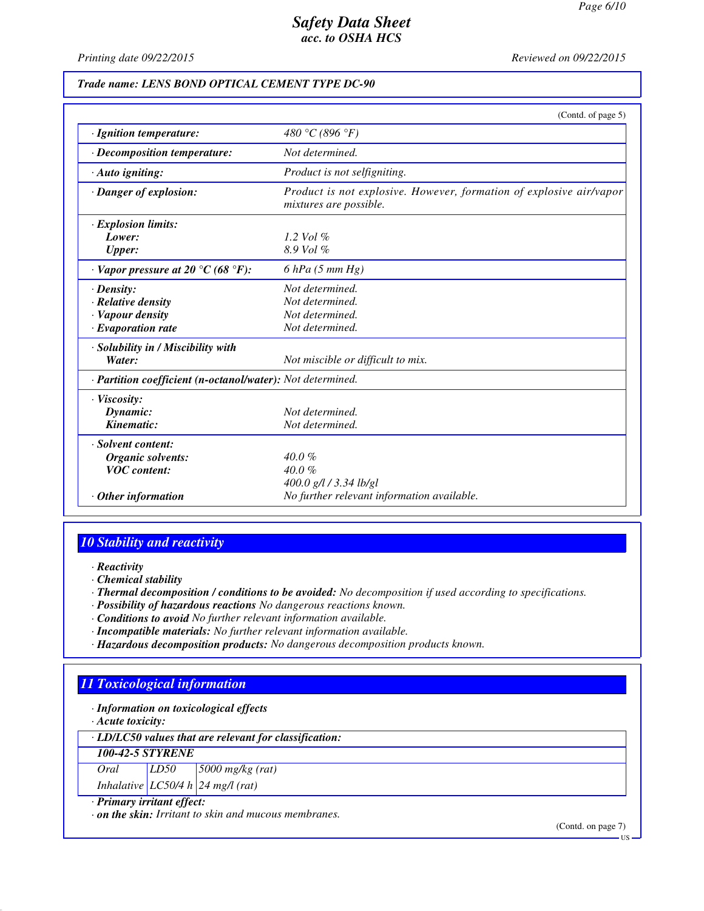*Safety Data Sheet*
*acc. to OSHA HCS*

Printing date 09/22/2015 Reviewed on 09/22/2015

**Trade name: LENS BOND OPTICAL CEMENT TYPE DC-90**

(Contd. of page 5)

| | |
|---|---|
| · **Ignition temperature:** | 480 °C (896 °F) |
| · **Decomposition temperature:** | Not determined. |
| · **Auto igniting:** | Product is not selfigniting. |
| · **Danger of explosion:** | Product is not explosive. However, formation of explosive air/vapor mixtures are possible. |
| · **Explosion limits:** | |
| **Lower:** | 1.2 Vol % |
| **Upper:** | 8.9 Vol % |
| · **Vapor pressure at 20 °C (68 °F):** | 6 hPa (5 mm Hg) |
| · **Density:** | Not determined. |
| · **Relative density** | Not determined. |
| · **Vapour density** | Not determined. |
| · **Evaporation rate** | Not determined. |
| · **Solubility in / Miscibility with** | |
| **Water:** | Not miscible or difficult to mix. |
| · **Partition coefficient (n-octanol/water):** | Not determined. |
| · **Viscosity:** | |
| **Dynamic:** | Not determined. |
| **Kinematic:** | Not determined. |
| · **Solvent content:** | |
| **Organic solvents:** | 40.0 % |
| **VOC content:** | 40.0 % |
| | 400.0 g/l / 3.34 lb/gl |
| · **Other information** | No further relevant information available. |

## 10 Stability and reactivity

· **Reactivity**
· **Chemical stability**
· **Thermal decomposition / conditions to be avoided:** No decomposition if used according to specifications.
· **Possibility of hazardous reactions** No dangerous reactions known.
· **Conditions to avoid** No further relevant information available.
· **Incompatible materials:** No further relevant information available.
· **Hazardous decomposition products:** No dangerous decomposition products known.

## 11 Toxicological information

· **Information on toxicological effects**
· **Acute toxicity:**

| · **LD/LC50 values that are relevant for classification:** | | |
|---|---|---|
| **100-42-5 STYRENE** | | |
| Oral | LD50 | 5000 mg/kg (rat) |
| Inhalative | LC50/4 h | 24 mg/l (rat) |

· **Primary irritant effect:**
· **on the skin:** Irritant to skin and mucous membranes.

(Contd. on page 7)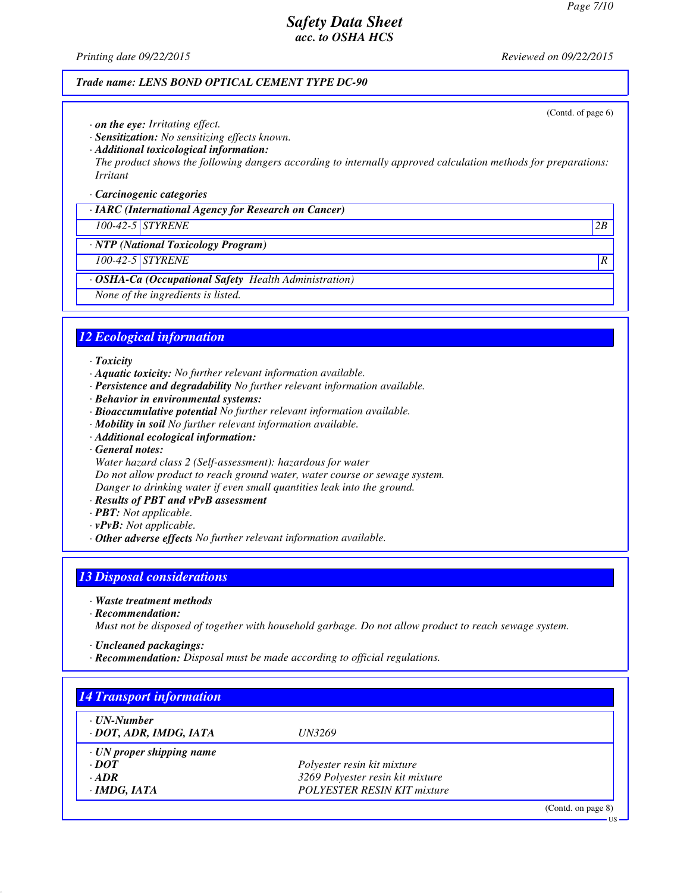**Trade name: LENS BOND OPTICAL CEMENT TYPE DC-90**

(Contd. of page 6)

· **on the eye:** Irritating effect.
· **Sensitization:** No sensitizing effects known.
· **Additional toxicological information:**
The product shows the following dangers according to internally approved calculation methods for preparations:
Irritant

· **Carcinogenic categories**

| · **IARC (International Agency for Research on Cancer)** | | |
|---|---|---|
| 100-42-5 | STYRENE | 2B |
| · **NTP (National Toxicology Program)** | | |
| 100-42-5 | STYRENE | R |
| · **OSHA-Ca (Occupational Safety Health Administration)** | | |
| None of the ingredients is listed. | | |

## 12 Ecological information

· **Toxicity**
· **Aquatic toxicity:** No further relevant information available.
· **Persistence and degradability** No further relevant information available.
· **Behavior in environmental systems:**
· **Bioaccumulative potential** No further relevant information available.
· **Mobility in soil** No further relevant information available.
· **Additional ecological information:**
· **General notes:**
Water hazard class 2 (Self-assessment): hazardous for water
Do not allow product to reach ground water, water course or sewage system.
Danger to drinking water if even small quantities leak into the ground.
· **Results of PBT and vPvB assessment**
· **PBT:** Not applicable.
· **vPvB:** Not applicable.
· **Other adverse effects** No further relevant information available.

## 13 Disposal considerations

· **Waste treatment methods**
· **Recommendation:**
Must not be disposed of together with household garbage. Do not allow product to reach sewage system.

· **Uncleaned packagings:**
· **Recommendation:** Disposal must be made according to official regulations.

## 14 Transport information

| | |
|---|---|
| · **UN-Number** | |
| · **DOT, ADR, IMDG, IATA** | UN3269 |
| · **UN proper shipping name** | |
| · **DOT** | Polyester resin kit mixture |
| · **ADR** | 3269 Polyester resin kit mixture |
| · **IMDG, IATA** | POLYESTER RESIN KIT mixture |

(Contd. on page 8)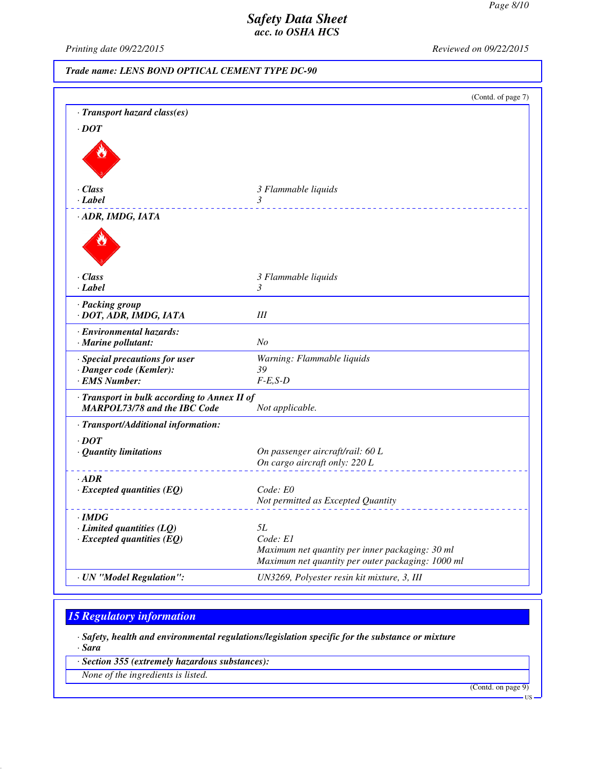Trade name: LENS BOND OPTICAL CEMENT TYPE DC-90

(Contd. of page 7)

· **Transport hazard class(es)**

· **DOT**

| | |
|---|---|
| · **Class** | 3 Flammable liquids |
| · **Label** | 3 |

· **ADR, IMDG, IATA**

| | |
|---|---|
| · **Class** | 3 Flammable liquids |
| · **Label** | 3 |
| · **Packing group** | |
| · **DOT, ADR, IMDG, IATA** | III |
| · **Environmental hazards:** | |
| · **Marine pollutant:** | No |
| · **Special precautions for user** | Warning: Flammable liquids |
| · **Danger code (Kemler):** | 39 |
| · **EMS Number:** | F-E,S-D |
| · **Transport in bulk according to Annex II of MARPOL73/78 and the IBC Code** | Not applicable. |

· **Transport/Additional information:**

| | |
|---|---|
| · **DOT** | |
| · **Quantity limitations** | On passenger aircraft/rail: 60 L<br>On cargo aircraft only: 220 L |
| · **ADR** | |
| · **Excepted quantities (EQ)** | Code: E0<br>Not permitted as Excepted Quantity |
| · **IMDG** | |
| · **Limited quantities (LQ)** | 5L |
| · **Excepted quantities (EQ)** | Code: E1<br>Maximum net quantity per inner packaging: 30 ml<br>Maximum net quantity per outer packaging: 1000 ml |
| · **UN "Model Regulation":** | UN3269, Polyester resin kit mixture, 3, III |

## 15 Regulatory information

· **Safety, health and environmental regulations/legislation specific for the substance or mixture**

· **Sara**

· **Section 355 (extremely hazardous substances):**

None of the ingredients is listed.

(Contd. on page 9)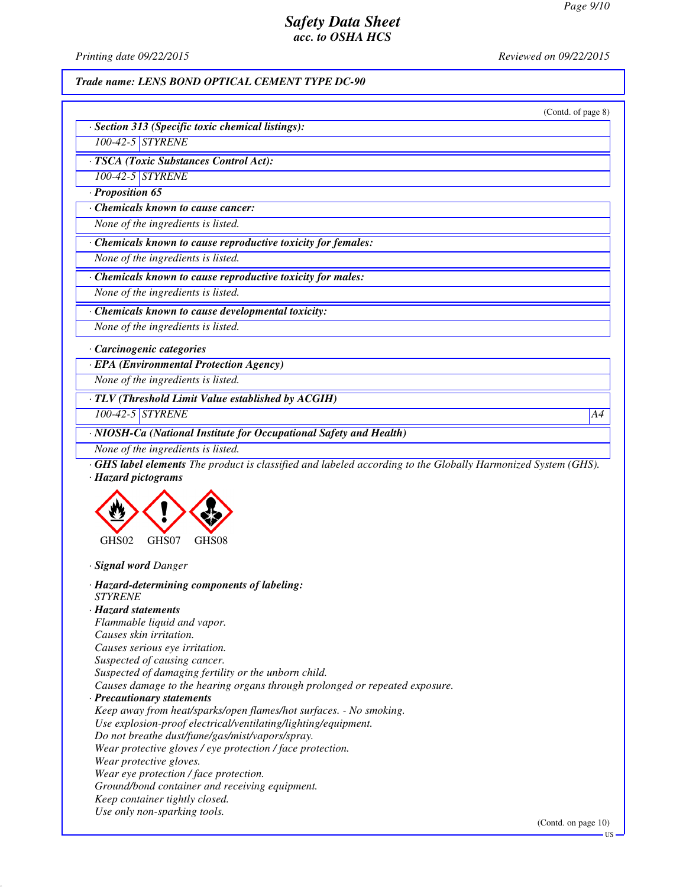## Safety Data Sheet
### acc. to OSHA HCS

Printing date 09/22/2015 Reviewed on 09/22/2015

**Trade name: LENS BOND OPTICAL CEMENT TYPE DC-90**

(Contd. of page 8)

· **Section 313 (Specific toxic chemical listings):**

| 100-42-5 | STYRENE |
|---|---|

· **TSCA (Toxic Substances Control Act):**

| 100-42-5 | STYRENE |
|---|---|

· **Proposition 65**

· **Chemicals known to cause cancer:**

None of the ingredients is listed.

· **Chemicals known to cause reproductive toxicity for females:**

None of the ingredients is listed.

· **Chemicals known to cause reproductive toxicity for males:**

None of the ingredients is listed.

· **Chemicals known to cause developmental toxicity:**

None of the ingredients is listed.

· **Carcinogenic categories**

· **EPA (Environmental Protection Agency)**

None of the ingredients is listed.

· **TLV (Threshold Limit Value established by ACGIH)**

| 100-42-5 | STYRENE | A4 |
|---|---|---|

· **NIOSH-Ca (National Institute for Occupational Safety and Health)**

None of the ingredients is listed.

· **GHS label elements** The product is classified and labeled according to the Globally Harmonized System (GHS).

· **Hazard pictograms**

GHS02 GHS07 GHS08

· **Signal word** Danger

· **Hazard-determining components of labeling:**
STYRENE

· **Hazard statements**
Flammable liquid and vapor.
Causes skin irritation.
Causes serious eye irritation.
Suspected of causing cancer.
Suspected of damaging fertility or the unborn child.
Causes damage to the hearing organs through prolonged or repeated exposure.

· **Precautionary statements**
Keep away from heat/sparks/open flames/hot surfaces. - No smoking.
Use explosion-proof electrical/ventilating/lighting/equipment.
Do not breathe dust/fume/gas/mist/vapors/spray.
Wear protective gloves / eye protection / face protection.
Wear protective gloves.
Wear eye protection / face protection.
Ground/bond container and receiving equipment.
Keep container tightly closed.
Use only non-sparking tools.

(Contd. on page 10)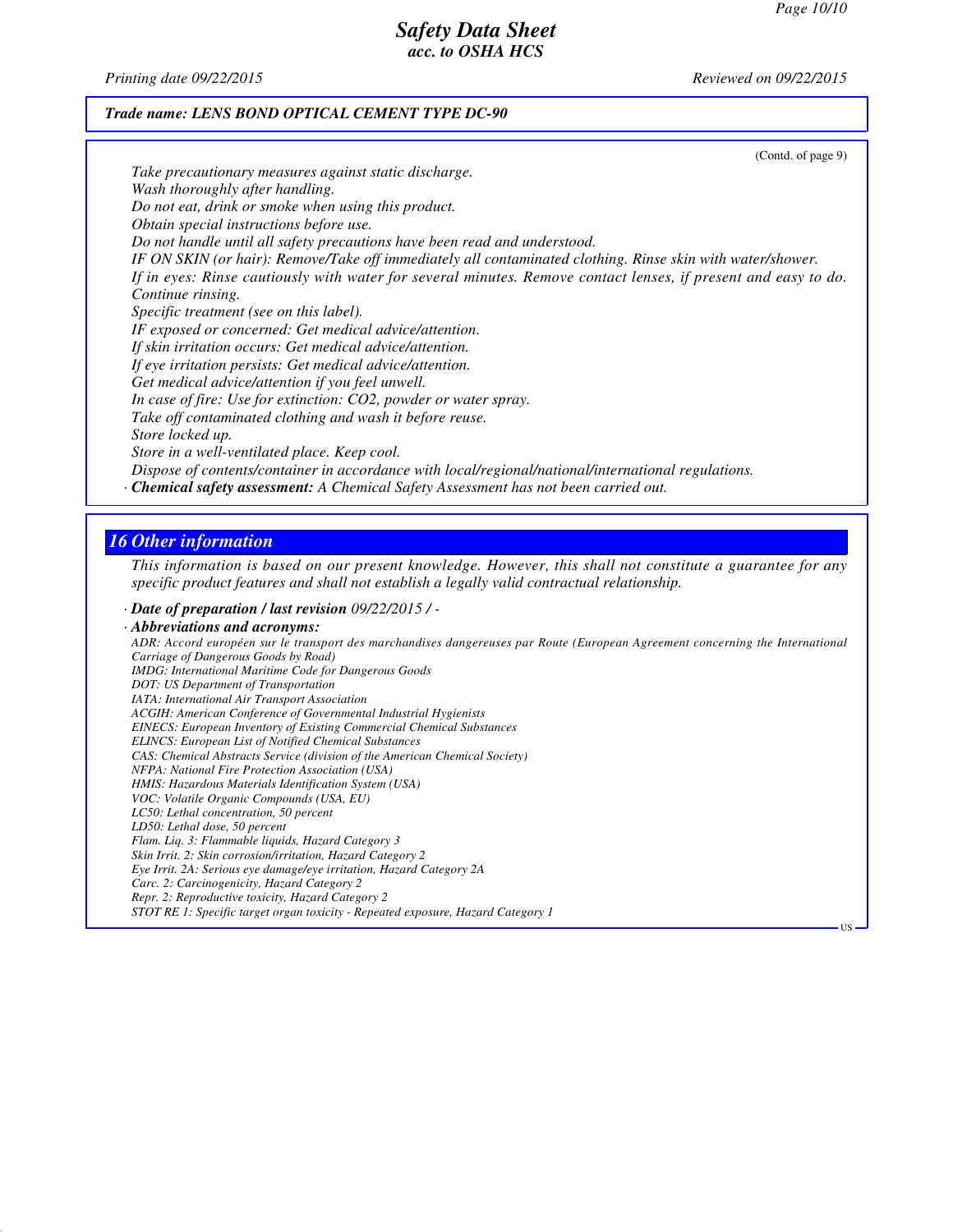(Contd. of page 9)

*Take precautionary measures against static discharge.*
*Wash thoroughly after handling.*
*Do not eat, drink or smoke when using this product.*
*Obtain special instructions before use.*
*Do not handle until all safety precautions have been read and understood.*
*IF ON SKIN (or hair): Remove/Take off immediately all contaminated clothing. Rinse skin with water/shower.*
*If in eyes: Rinse cautiously with water for several minutes. Remove contact lenses, if present and easy to do. Continue rinsing.*
*Specific treatment (see on this label).*
*IF exposed or concerned: Get medical advice/attention.*
*If skin irritation occurs: Get medical advice/attention.*
*If eye irritation persists: Get medical advice/attention.*
*Get medical advice/attention if you feel unwell.*
*In case of fire: Use for extinction: CO2, powder or water spray.*
*Take off contaminated clothing and wash it before reuse.*
*Store locked up.*
*Store in a well-ventilated place. Keep cool.*
*Dispose of contents/container in accordance with local/regional/national/international regulations.*

· ***Chemical safety assessment:*** *A Chemical Safety Assessment has not been carried out.*

## 16 Other information

*This information is based on our present knowledge. However, this shall not constitute a guarantee for any specific product features and shall not establish a legally valid contractual relationship.*

· ***Date of preparation / last revision*** *09/22/2015 / -*

· ***Abbreviations and acronyms:***

*ADR: Accord européen sur le transport des marchandises dangereuses par Route (European Agreement concerning the International Carriage of Dangerous Goods by Road)*
*IMDG: International Maritime Code for Dangerous Goods*
*DOT: US Department of Transportation*
*IATA: International Air Transport Association*
*ACGIH: American Conference of Governmental Industrial Hygienists*
*EINECS: European Inventory of Existing Commercial Chemical Substances*
*ELINCS: European List of Notified Chemical Substances*
*CAS: Chemical Abstracts Service (division of the American Chemical Society)*
*NFPA: National Fire Protection Association (USA)*
*HMIS: Hazardous Materials Identification System (USA)*
*VOC: Volatile Organic Compounds (USA, EU)*
*LC50: Lethal concentration, 50 percent*
*LD50: Lethal dose, 50 percent*
*Flam. Liq. 3: Flammable liquids, Hazard Category 3*
*Skin Irrit. 2: Skin corrosion/irritation, Hazard Category 2*
*Eye Irrit. 2A: Serious eye damage/eye irritation, Hazard Category 2A*
*Carc. 2: Carcinogenicity, Hazard Category 2*
*Repr. 2: Reproductive toxicity, Hazard Category 2*
*STOT RE 1: Specific target organ toxicity - Repeated exposure, Hazard Category 1*